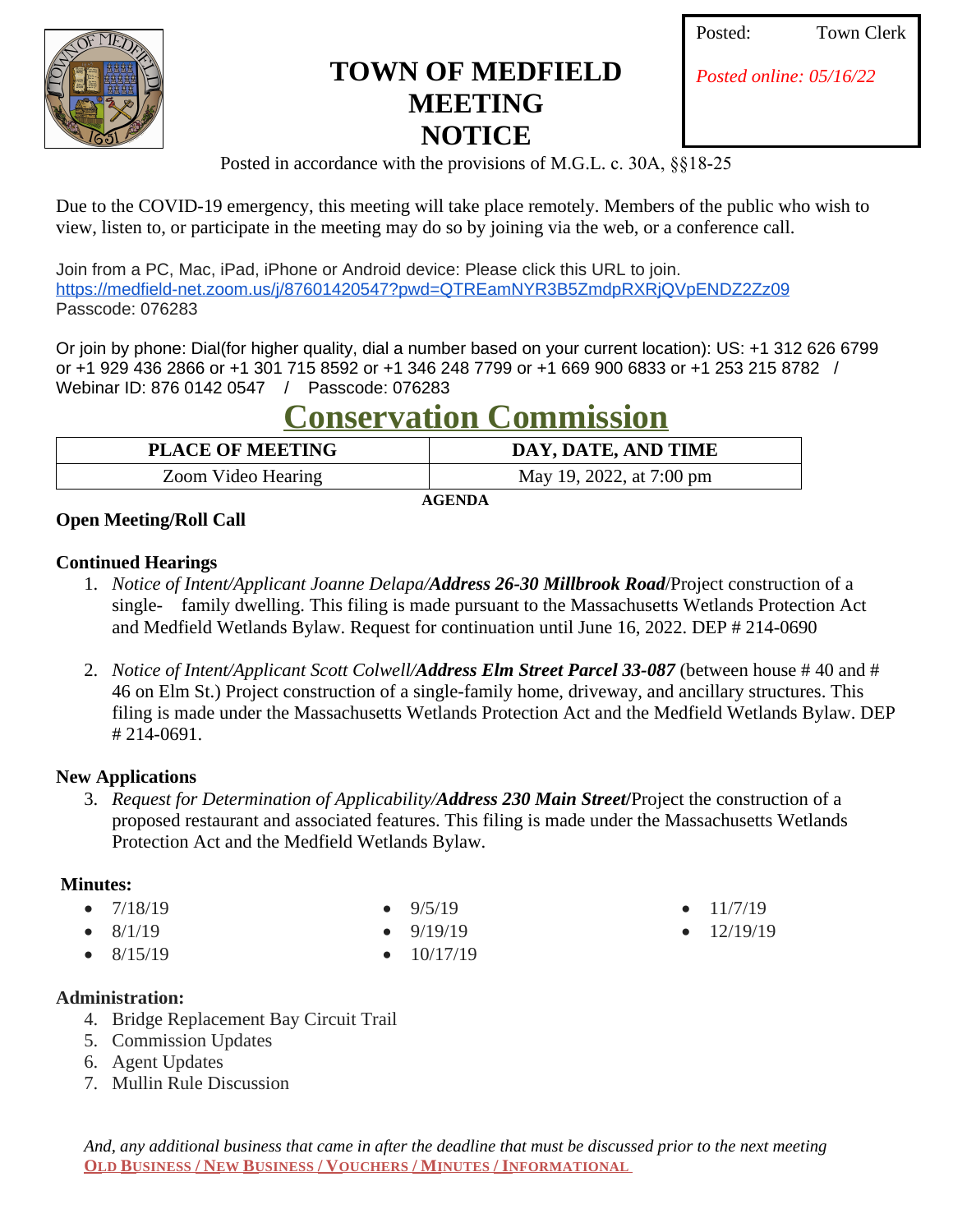# TOWN OF MEDFIELD MEETING NOTICE

Posted: Town Clerk

*Posted online: 05/16/22*

Posted in accordance with the provisions of M.G.L. c. 30A, §§18-25

Due to the COVID-19 emergency, this meeting will take place remotely. Members of the public who wish to view, listen to, or participate in the meeting may do so by joining via the web, or a conference call.

Join from a PC, Mac, iPad, iPhone or Android device: Please click this URL to join.
https://medfield-net.zoom.us/j/87601420547?pwd=QTREamNYR3B5ZmdpRXRjQVpENDZ2Zz09
Passcode: 076283

Or join by phone: Dial(for higher quality, dial a number based on your current location): US: +1 312 626 6799 or +1 929 436 2866 or +1 301 715 8592 or +1 346 248 7799 or +1 669 900 6833 or +1 253 215 8782 / Webinar ID: 876 0142 0547 / Passcode: 076283

## Conservation Commission

| PLACE OF MEETING | DAY, DATE, AND TIME |
|---|---|
| Zoom Video Hearing | May 19, 2022, at 7:00 pm |

**AGENDA**

**Open Meeting/Roll Call**

**Continued Hearings**

1. *Notice of Intent/Applicant Joanne Delapa/****Address 26-30 Millbrook Road****/*Project construction of a single- family dwelling. This filing is made pursuant to the Massachusetts Wetlands Protection Act and Medfield Wetlands Bylaw. Request for continuation until June 16, 2022. DEP # 214-0690

2. *Notice of Intent/Applicant Scott Colwell/****Address Elm Street Parcel 33-087*** (between house # 40 and # 46 on Elm St.) Project construction of a single-family home, driveway, and ancillary structures. This filing is made under the Massachusetts Wetlands Protection Act and the Medfield Wetlands Bylaw. DEP # 214-0691.

**New Applications**

3. *Request for Determination of Applicability/****Address 230 Main Street****/*Project the construction of a proposed restaurant and associated features. This filing is made under the Massachusetts Wetlands Protection Act and the Medfield Wetlands Bylaw.

**Minutes:**

- 7/18/19
- 8/1/19
- 8/15/19
- 9/5/19
- 9/19/19
- 10/17/19
- 11/7/19
- 12/19/19

**Administration:**

4. Bridge Replacement Bay Circuit Trail
5. Commission Updates
6. Agent Updates
7. Mullin Rule Discussion

*And, any additional business that came in after the deadline that must be discussed prior to the next meeting*

**OLD BUSINESS / NEW BUSINESS / VOUCHERS / MINUTES / INFORMATIONAL**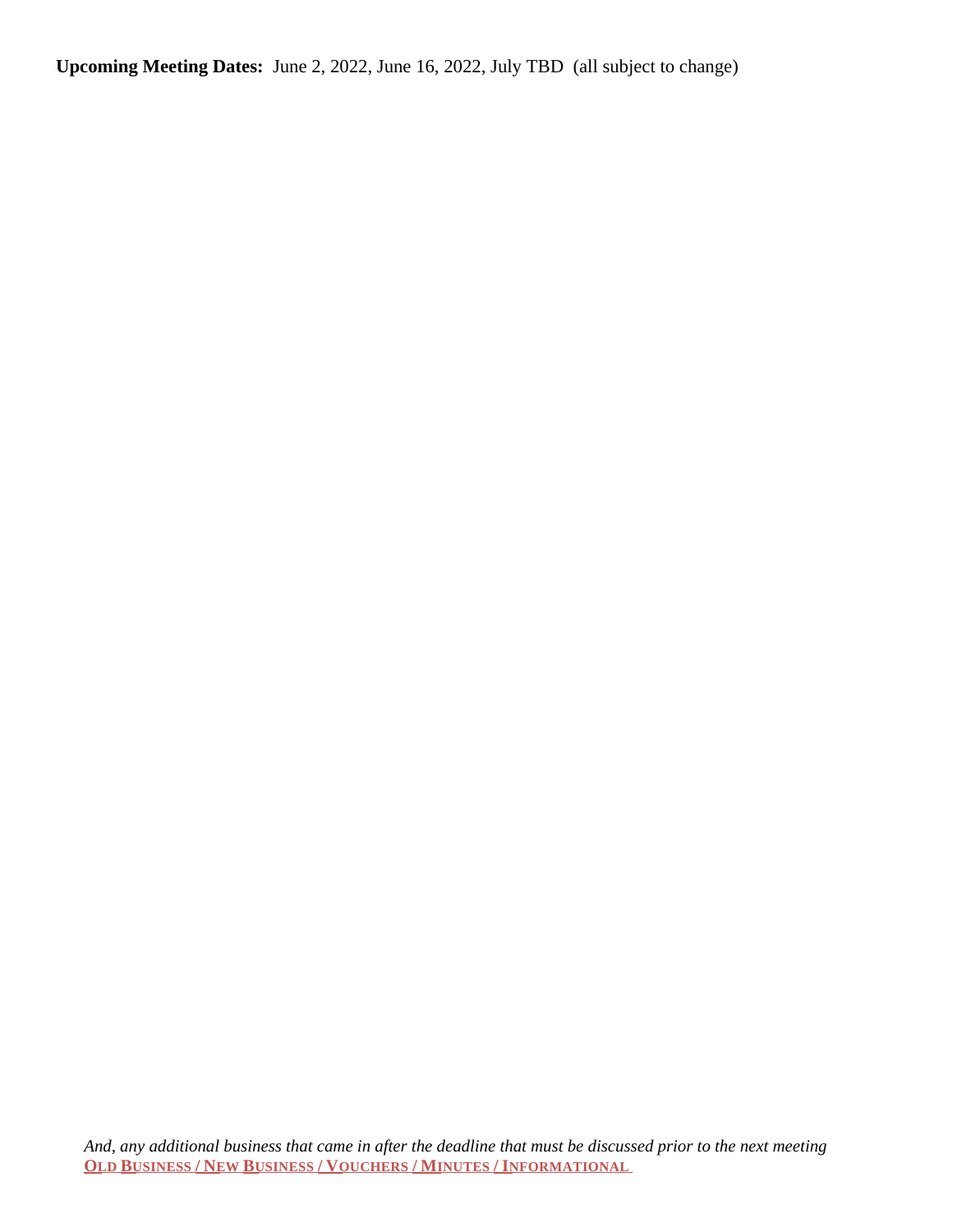**Upcoming Meeting Dates:** June 2, 2022, June 16, 2022, July TBD (all subject to change)

*And, any additional business that came in after the deadline that must be discussed prior to the next meeting*

**OLD BUSINESS / NEW BUSINESS / VOUCHERS / MINUTES / INFORMATIONAL**